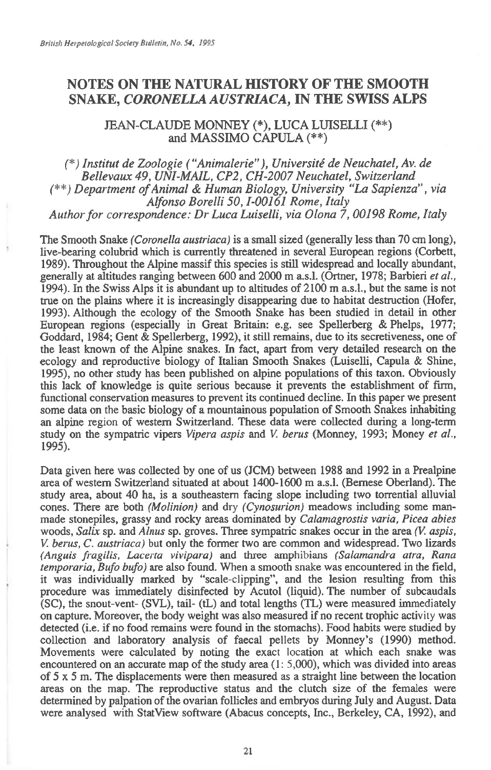# NOTES ON THE NATURAL HISTORY OF THE SMOOTH SNAKE, *CORONELLA AUSTRIACA*, IN THE SWISS ALPS

JEAN-CLAUDE MONNEY (*), LUCA LUISELLI (**) and MASSIMO CAPULA (**)

*(*) Institut de Zoologie ("Animalerie"), Université de Neuchatel, Av. de Bellevaux 49, UNI-MAIL, CP2, CH-2007 Neuchatel, Switzerland*
*(**) Department of Animal & Human Biology, University "La Sapienza", via Alfonso Borelli 50, I-00161 Rome, Italy*
*Author for correspondence: Dr Luca Luiselli, via Olona 7, 00198 Rome, Italy*

The Smooth Snake *(Coronella austriaca)* is a small sized (generally less than 70 cm long), live-bearing colubrid which is currently threatened in several European regions (Corbett, 1989). Throughout the Alpine massif this species is still widespread and locally abundant, generally at altitudes ranging between 600 and 2000 m a.s.l. (Ortner, 1978; Barbieri *et al.*, 1994). In the Swiss Alps it is abundant up to altitudes of 2100 m a.s.l., but the same is not true on the plains where it is increasingly disappearing due to habitat destruction (Hofer, 1993). Although the ecology of the Smooth Snake has been studied in detail in other European regions (especially in Great Britain: e.g. see Spellerberg & Phelps, 1977; Goddard, 1984; Gent & Spellerberg, 1992), it still remains, due to its secretiveness, one of the least known of the Alpine snakes. In fact, apart from very detailed research on the ecology and reproductive biology of Italian Smooth Snakes (Luiselli, Capula & Shine, 1995), no other study has been published on alpine populations of this taxon. Obviously this lack of knowledge is quite serious because it prevents the establishment of firm, functional conservation measures to prevent its continued decline. In this paper we present some data on the basic biology of a mountainous population of Smooth Snakes inhabiting an alpine region of western Switzerland. These data were collected during a long-term study on the sympatric vipers *Vipera aspis* and *V. berus* (Monney, 1993; Money *et al.*, 1995).

Data given here was collected by one of us (JCM) between 1988 and 1992 in a Prealpine area of western Switzerland situated at about 1400-1600 m a.s.l. (Bernese Oberland). The study area, about 40 ha, is a southeastern facing slope including two torrential alluvial cones. There are both *(Molinion)* and dry *(Cynosurion)* meadows including some man-made stonepiles, grassy and rocky areas dominated by *Calamagrostis varia, Picea abies* woods, *Salix* sp. and *Alnus* sp. groves. Three sympatric snakes occur in the area *(V. aspis, V. berus, C. austriaca)* but only the former two are common and widespread. Two lizards *(Anguis fragilis, Lacerta vivipara)* and three amphibians *(Salamandra atra, Rana temporaria, Bufo bufo)* are also found. When a smooth snake was encountered in the field, it was individually marked by "scale-clipping", and the lesion resulting from this procedure was immediately disinfected by Acutol (liquid). The number of subcaudals (SC), the snout-vent- (SVL), tail- (tL) and total lengths (TL) were measured immediately on capture. Moreover, the body weight was also measured if no recent trophic activity was detected (i.e. if no food remains were found in the stomachs). Food habits were studied by collection and laboratory analysis of faecal pellets by Monney's (1990) method. Movements were calculated by noting the exact location at which each snake was encountered on an accurate map of the study area (1: 5,000), which was divided into areas of 5 x 5 m. The displacements were then measured as a straight line between the location areas on the map. The reproductive status and the clutch size of the females were determined by palpation of the ovarian follicles and embryos during July and August. Data were analysed with StatView software (Abacus concepts, Inc., Berkeley, CA, 1992), and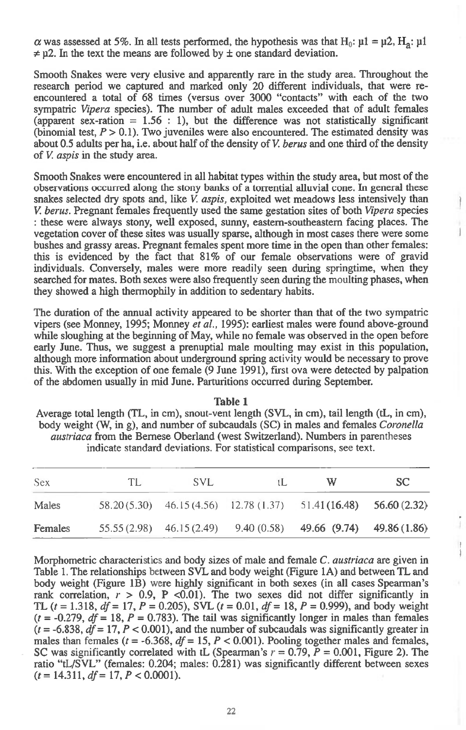$\alpha$ was assessed at 5%. In all tests performed, the hypothesis was that $H_0$: $\mu 1 = \mu 2$, $H_a$: $\mu 1 \neq \mu 2$. In the text the means are followed by ± one standard deviation.

Smooth Snakes were very elusive and apparently rare in the study area. Throughout the research period we captured and marked only 20 different individuals, that were re-encountered a total of 68 times (versus over 3000 "contacts" with each of the two sympatric *Vipera* species). The number of adult males exceeded that of adult females (apparent sex-ration = 1.56 : 1), but the difference was not statistically significant (binomial test, $P > 0.1$). Two juveniles were also encountered. The estimated density was about 0.5 adults per ha, i.e. about half of the density of *V. berus* and one third of the density of *V. aspis* in the study area.

Smooth Snakes were encountered in all habitat types within the study area, but most of the observations occurred along the stony banks of a torrential alluvial cone. In general these snakes selected dry spots and, like *V. aspis*, exploited wet meadows less intensively than *V. berus*. Pregnant females frequently used the same gestation sites of both *Vipera* species : these were always stony, well exposed, sunny, eastern-southeastern facing places. The vegetation cover of these sites was usually sparse, although in most cases there were some bushes and grassy areas. Pregnant females spent more time in the open than other females: this is evidenced by the fact that 81% of our female observations were of gravid individuals. Conversely, males were more readily seen during springtime, when they searched for mates. Both sexes were also frequently seen during the moulting phases, when they showed a high thermophily in addition to sedentary habits.

The duration of the annual activity appeared to be shorter than that of the two sympatric vipers (see Monney, 1995; Monney *et al.*, 1995): earliest males were found above-ground while sloughing at the beginning of May, while no female was observed in the open before early June. Thus, we suggest a prenuptial male moulting may exist in this population, although more information about underground spring activity would be necessary to prove this. With the exception of one female (9 June 1991), first ova were detected by palpation of the abdomen usually in mid June. Parturitions occurred during September.

**Table 1**

Average total length (TL, in cm), snout-vent length (SVL, in cm), tail length (tL, in cm), body weight (W, in g), and number of subcaudals (SC) in males and females *Coronella austriaca* from the Bernese Oberland (west Switzerland). Numbers in parentheses indicate standard deviations. For statistical comparisons, see text.

| Sex | TL | SVL | tL | W | SC |
|---|---|---|---|---|---|
| Males | 58.20 (5.30) | 46.15 (4.56) | 12.78 (1.37) | 51.41 (16.48) | 56.60 (2.32) |
| Females | 55.55 (2.98) | 46.15 (2.49) | 9.40 (0.58) | 49.66 (9.74) | 49.86 (1.86) |

Morphometric characteristics and body sizes of male and female *C. austriaca* are given in Table 1. The relationships between SVL and body weight (Figure 1A) and between TL and body weight (Figure 1B) were highly significant in both sexes (in all cases Spearman's rank correlation, $r > 0.9$, $P < 0.01$). The two sexes did not differ significantly in TL ($t = 1.318$, $df = 17$, $P = 0.205$), SVL ($t = 0.01$, $df = 18$, $P = 0.999$), and body weight ($t = -0.279$, $df = 18$, $P = 0.783$). The tail was significantly longer in males than females ($t = -6.838$, $df = 17$, $P < 0.001$), and the number of subcaudals was significantly greater in males than females ($t = -6.368$, $df = 15$, $P < 0.001$). Pooling together males and females, SC was significantly correlated with tL (Spearman's $r = 0.79$, $P = 0.001$, Figure 2). The ratio "tL/SVL" (females: 0.204; males: 0.281) was significantly different between sexes ($t = 14.311$, $df = 17$, $P < 0.0001$).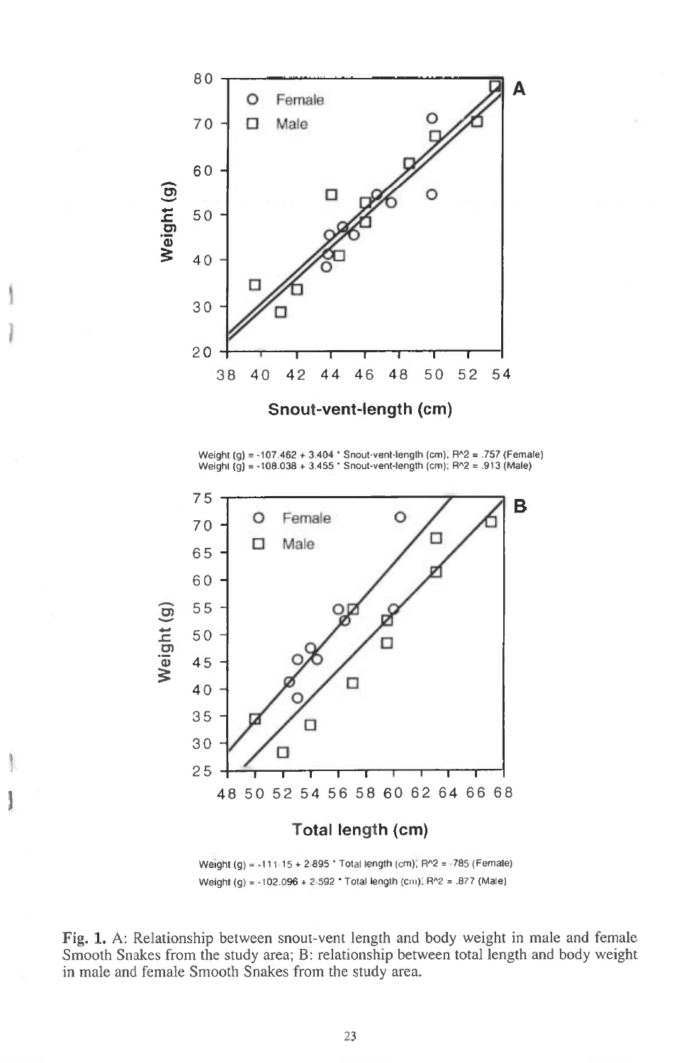Weight (g) = -107.462 + 3.404 * Snout-vent-length (cm); $R^2$ = .757 (Female)
Weight (g) = -108.038 + 3.455 * Snout-vent-length (cm); $R^2$ = .913 (Male)

Weight (g) = -111.15 + 2.895 * Total length (cm); $R^2$ = .785 (Female)
Weight (g) = -102.096 + 2.592 * Total length (cm); $R^2$ = .877 (Male)

**Fig. 1.** A: Relationship between snout-vent length and body weight in male and female Smooth Snakes from the study area; B: relationship between total length and body weight in male and female Smooth Snakes from the study area.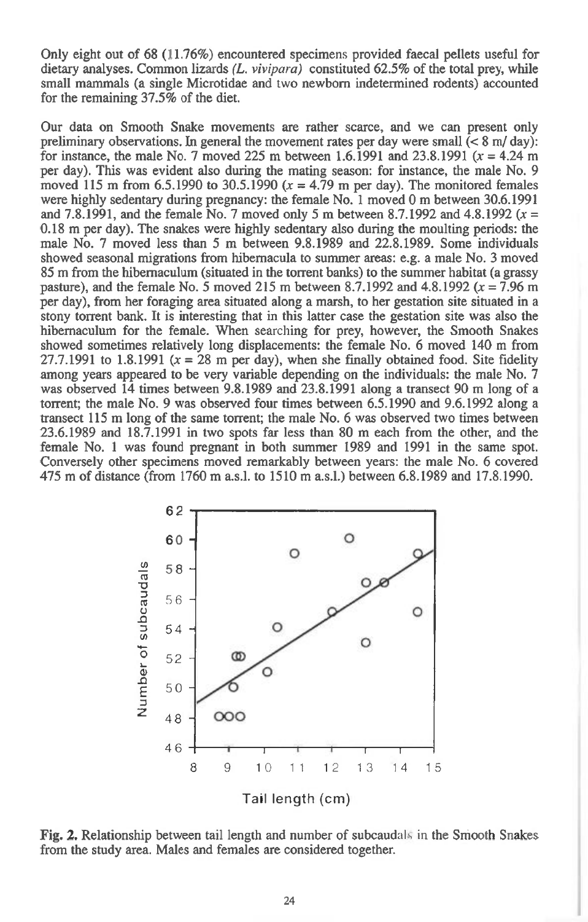Only eight out of 68 (11.76%) encountered specimens provided faecal pellets useful for dietary analyses. Common lizards *(L. vivipara)* constituted 62.5% of the total prey, while small mammals (a single Microtidae and two newborn indetermined rodents) accounted for the remaining 37.5% of the diet.

Our data on Smooth Snake movements are rather scarce, and we can present only preliminary observations. In general the movement rates per day were small (< 8 m/ day): for instance, the male No. 7 moved 225 m between 1.6.1991 and 23.8.1991 ($x$ = 4.24 m per day). This was evident also during the mating season: for instance, the male No. 9 moved 115 m from 6.5.1990 to 30.5.1990 ($x$ = 4.79 m per day). The monitored females were highly sedentary during pregnancy: the female No. 1 moved 0 m between 30.6.1991 and 7.8.1991, and the female No. 7 moved only 5 m between 8.7.1992 and 4.8.1992 ($x$ = 0.18 m per day). The snakes were highly sedentary also during the moulting periods: the male No. 7 moved less than 5 m between 9.8.1989 and 22.8.1989. Some individuals showed seasonal migrations from hibernacula to summer areas: e.g. a male No. 3 moved 85 m from the hibernaculum (situated in the torrent banks) to the summer habitat (a grassy pasture), and the female No. 5 moved 215 m between 8.7.1992 and 4.8.1992 ($x$ = 7.96 m per day), from her foraging area situated along a marsh, to her gestation site situated in a stony torrent bank. It is interesting that in this latter case the gestation site was also the hibernaculum for the female. When searching for prey, however, the Smooth Snakes showed sometimes relatively long displacements: the female No. 6 moved 140 m from 27.7.1991 to 1.8.1991 ($x$ = 28 m per day), when she finally obtained food. Site fidelity among years appeared to be very variable depending on the individuals: the male No. 7 was observed 14 times between 9.8.1989 and 23.8.1991 along a transect 90 m long of a torrent; the male No. 9 was observed four times between 6.5.1990 and 9.6.1992 along a transect 115 m long of the same torrent; the male No. 6 was observed two times between 23.6.1989 and 18.7.1991 in two spots far less than 80 m each from the other, and the female No. 1 was found pregnant in both summer 1989 and 1991 in the same spot. Conversely other specimens moved remarkably between years: the male No. 6 covered 475 m of distance (from 1760 m a.s.l. to 1510 m a.s.l.) between 6.8.1989 and 17.8.1990.

**Fig. 2.** Relationship between tail length and number of subcaudals in the Smooth Snakes from the study area. Males and females are considered together.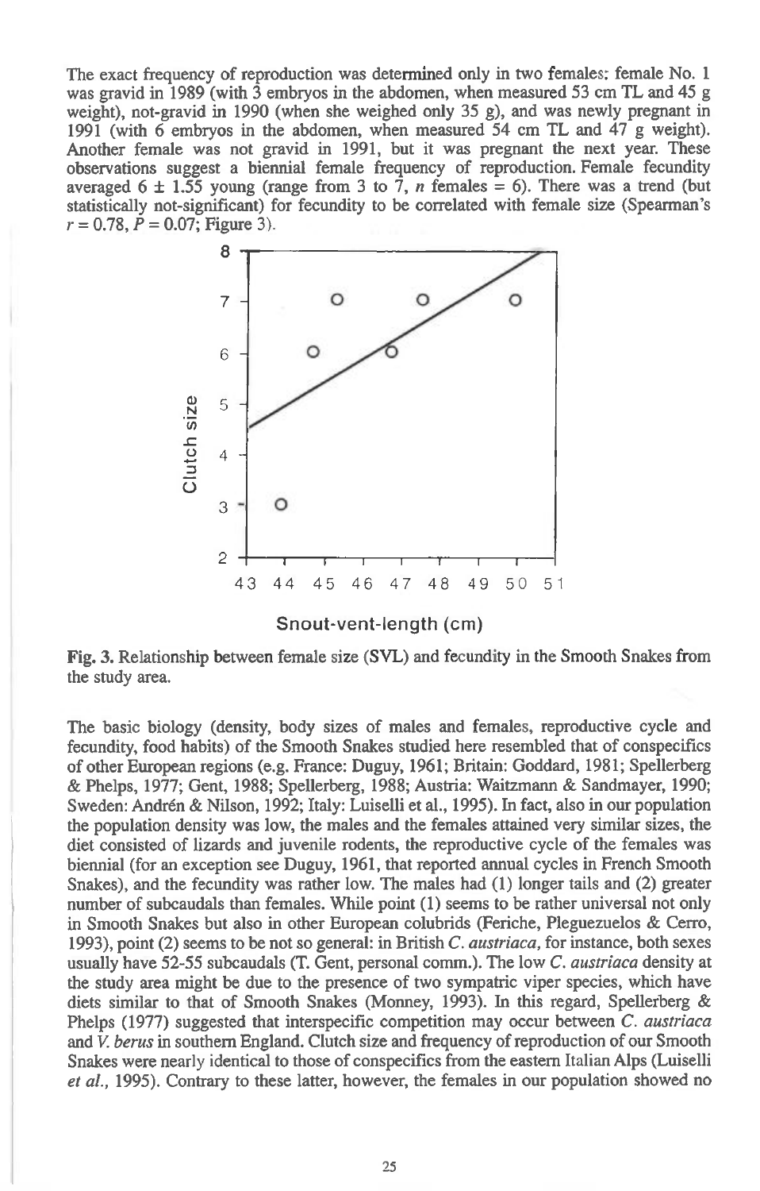The exact frequency of reproduction was determined only in two females: female No. 1 was gravid in 1989 (with 3 embryos in the abdomen, when measured 53 cm TL and 45 g weight), not-gravid in 1990 (when she weighed only 35 g), and was newly pregnant in 1991 (with 6 embryos in the abdomen, when measured 54 cm TL and 47 g weight). Another female was not gravid in 1991, but it was pregnant the next year. These observations suggest a biennial female frequency of reproduction. Female fecundity averaged $6 \pm 1.55$ young (range from 3 to 7, *n* females = 6). There was a trend (but statistically not-significant) for fecundity to be correlated with female size (Spearman's $r = 0.78$, $P = 0.07$; Figure 3).

**Fig. 3.** Relationship between female size (SVL) and fecundity in the Smooth Snakes from the study area.

The basic biology (density, body sizes of males and females, reproductive cycle and fecundity, food habits) of the Smooth Snakes studied here resembled that of conspecifics of other European regions (e.g. France: Duguy, 1961; Britain: Goddard, 1981; Spellerberg & Phelps, 1977; Gent, 1988; Spellerberg, 1988; Austria: Waitzmann & Sandmayer, 1990; Sweden: Andrén & Nilson, 1992; Italy: Luiselli et al., 1995). In fact, also in our population the population density was low, the males and the females attained very similar sizes, the diet consisted of lizards and juvenile rodents, the reproductive cycle of the females was biennial (for an exception see Duguy, 1961, that reported annual cycles in French Smooth Snakes), and the fecundity was rather low. The males had (1) longer tails and (2) greater number of subcaudals than females. While point (1) seems to be rather universal not only in Smooth Snakes but also in other European colubrids (Feriche, Pleguezuelos & Cerro, 1993), point (2) seems to be not so general: in British *C. austriaca*, for instance, both sexes usually have 52-55 subcaudals (T. Gent, personal comm.). The low *C. austriaca* density at the study area might be due to the presence of two sympatric viper species, which have diets similar to that of Smooth Snakes (Monney, 1993). In this regard, Spellerberg & Phelps (1977) suggested that interspecific competition may occur between *C. austriaca* and *V. berus* in southern England. Clutch size and frequency of reproduction of our Smooth Snakes were nearly identical to those of conspecifics from the eastern Italian Alps (Luiselli *et al.*, 1995). Contrary to these latter, however, the females in our population showed no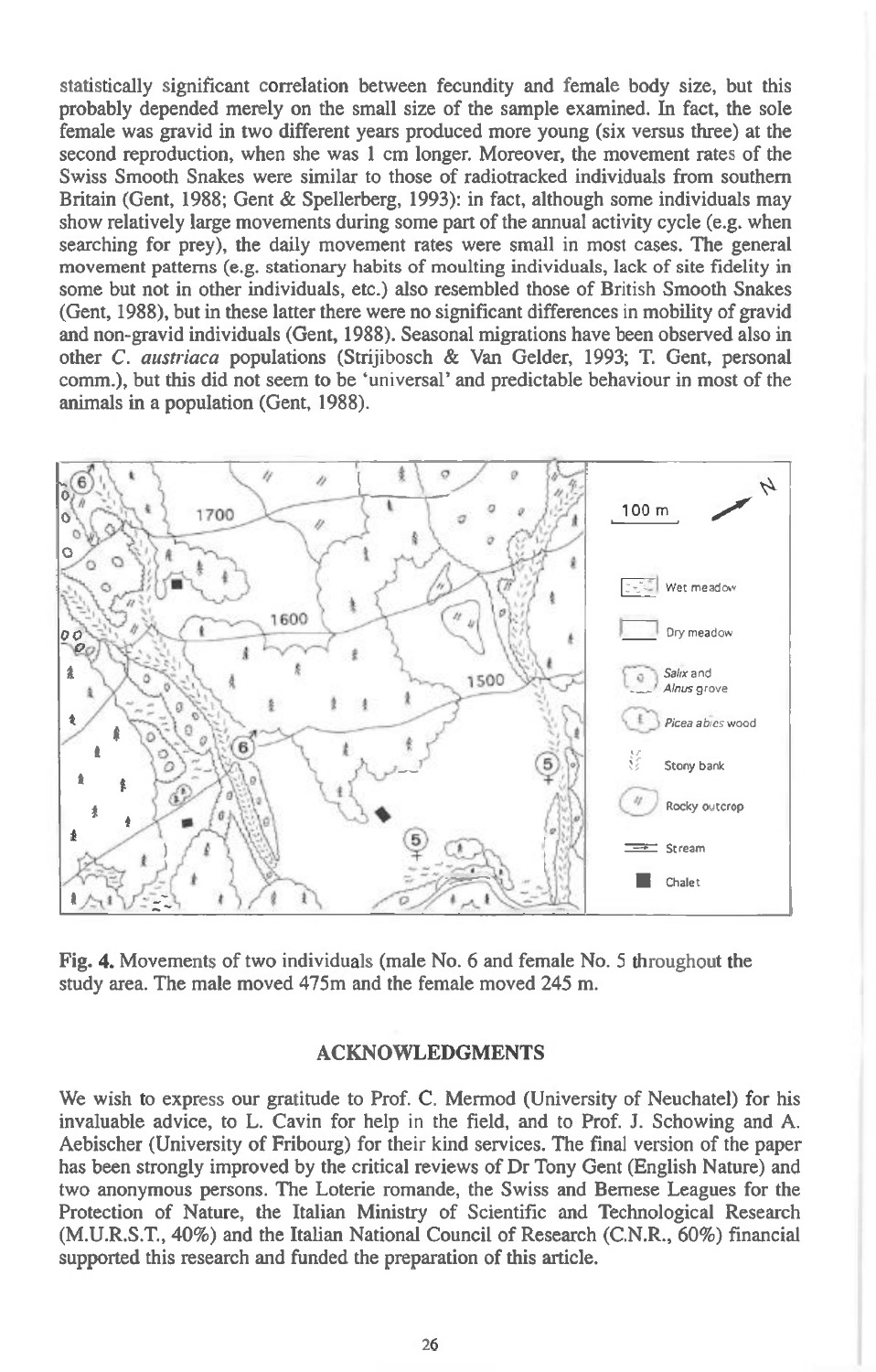statistically significant correlation between fecundity and female body size, but this probably depended merely on the small size of the sample examined. In fact, the sole female was gravid in two different years produced more young (six versus three) at the second reproduction, when she was 1 cm longer. Moreover, the movement rates of the Swiss Smooth Snakes were similar to those of radiotracked individuals from southern Britain (Gent, 1988; Gent & Spellerberg, 1993): in fact, although some individuals may show relatively large movements during some part of the annual activity cycle (e.g. when searching for prey), the daily movement rates were small in most cases. The general movement patterns (e.g. stationary habits of moulting individuals, lack of site fidelity in some but not in other individuals, etc.) also resembled those of British Smooth Snakes (Gent, 1988), but in these latter there were no significant differences in mobility of gravid and non-gravid individuals (Gent, 1988). Seasonal migrations have been observed also in other *C. austriaca* populations (Strijibosch & Van Gelder, 1993; T. Gent, personal comm.), but this did not seem to be 'universal' and predictable behaviour in most of the animals in a population (Gent, 1988).

**Fig. 4.** Movements of two individuals (male No. 6 and female No. 5 throughout the study area. The male moved 475m and the female moved 245 m.

## ACKNOWLEDGMENTS

We wish to express our gratitude to Prof. C. Mermod (University of Neuchatel) for his invaluable advice, to L. Cavin for help in the field, and to Prof. J. Schowing and A. Aebischer (University of Fribourg) for their kind services. The final version of the paper has been strongly improved by the critical reviews of Dr Tony Gent (English Nature) and two anonymous persons. The Loterie romande, the Swiss and Bernese Leagues for the Protection of Nature, the Italian Ministry of Scientific and Technological Research (M.U.R.S.T., 40%) and the Italian National Council of Research (C.N.R., 60%) financial supported this research and funded the preparation of this article.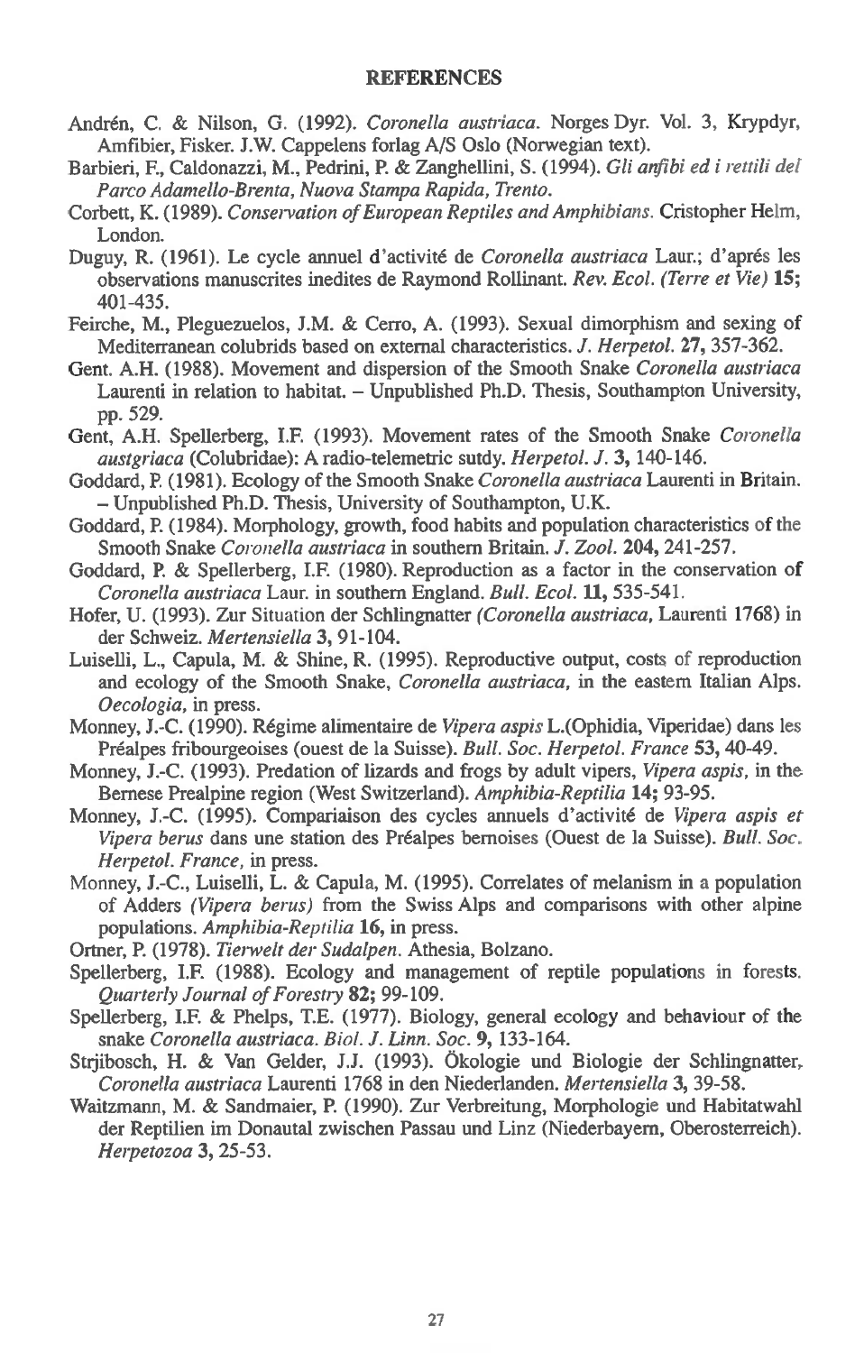## REFERENCES

Andrén, C. & Nilson, G. (1992). *Coronella austriaca*. Norges Dyr. Vol. 3, Krypdyr, Amfibier, Fisker. J.W. Cappelens forlag A/S Oslo (Norwegian text).

Barbieri, F., Caldonazzi, M., Pedrini, P. & Zanghellini, S. (1994). *Gli anfibi ed i rettili del Parco Adamello-Brenta, Nuova Stampa Rapida, Trento.*

Corbett, K. (1989). *Conservation of European Reptiles and Amphibians*. Cristopher Helm, London.

Duguy, R. (1961). Le cycle annuel d'activité de *Coronella austriaca* Laur.; d'aprés les observations manuscrites inedites de Raymond Rollinant. *Rev. Ecol. (Terre et Vie)* **15;** 401-435.

Feirche, M., Pleguezuelos, J.M. & Cerro, A. (1993). Sexual dimorphism and sexing of Mediterranean colubrids based on external characteristics. *J. Herpetol.* **27,** 357-362.

Gent. A.H. (1988). Movement and dispersion of the Smooth Snake *Coronella austriaca* Laurenti in relation to habitat. – Unpublished Ph.D. Thesis, Southampton University, pp. 529.

Gent, A.H. Spellerberg, I.F. (1993). Movement rates of the Smooth Snake *Coronella austgriaca* (Colubridae): A radio-telemetric sutdy. *Herpetol. J.* **3,** 140-146.

Goddard, P. (1981). Ecology of the Smooth Snake *Coronella austriaca* Laurenti in Britain. – Unpublished Ph.D. Thesis, University of Southampton, U.K.

Goddard, P. (1984). Morphology, growth, food habits and population characteristics of the Smooth Snake *Coronella austriaca* in southern Britain. *J. Zool.* **204,** 241-257.

Goddard, P. & Spellerberg, I.F. (1980). Reproduction as a factor in the conservation of *Coronella austriaca* Laur. in southern England. *Bull. Ecol.* **11,** 535-541.

Hofer, U. (1993). Zur Situation der Schlingnatter *(Coronella austriaca,* Laurenti 1768) in der Schweiz. *Mertensiella* **3,** 91-104.

Luiselli, L., Capula, M. & Shine, R. (1995). Reproductive output, costs of reproduction and ecology of the Smooth Snake, *Coronella austriaca,* in the eastern Italian Alps. *Oecologia,* in press.

Monney, J.-C. (1990). Régime alimentaire de *Vipera aspis* L.(Ophidia, Viperidae) dans les Préalpes fribourgeoises (ouest de la Suisse). *Bull. Soc. Herpetol. France* **53,** 40-49.

Monney, J.-C. (1993). Predation of lizards and frogs by adult vipers, *Vipera aspis,* in the Bernese Prealpine region (West Switzerland). *Amphibia-Reptilia* **14;** 93-95.

Monney, J.-C. (1995). Compariaison des cycles annuels d'activité de *Vipera aspis et Vipera berus* dans une station des Préalpes bernoises (Ouest de la Suisse). *Bull. Soc. Herpetol. France,* in press.

Monney, J.-C., Luiselli, L. & Capula, M. (1995). Correlates of melanism in a population of Adders *(Vipera berus)* from the Swiss Alps and comparisons with other alpine populations. *Amphibia-Reptilia* **16,** in press.

Ortner, P. (1978). *Tierwelt der Sudalpen.* Athesia, Bolzano.

Spellerberg, I.F. (1988). Ecology and management of reptile populations in forests. *Quarterly Journal of Forestry* **82;** 99-109.

Spellerberg, I.F. & Phelps, T.E. (1977). Biology, general ecology and behaviour of the snake *Coronella austriaca. Biol. J. Linn. Soc.* **9,** 133-164.

Strjibosch, H. & Van Gelder, J.J. (1993). Ökologie und Biologie der Schlingnatter, *Coronella austriaca* Laurenti 1768 in den Niederlanden. *Mertensiella* **3,** 39-58.

Waitzmann, M. & Sandmaier, P. (1990). Zur Verbreitung, Morphologie und Habitatwahl der Reptilien im Donautal zwischen Passau und Linz (Niederbayern, Oberosterreich). *Herpetozoa* **3,** 25-53.